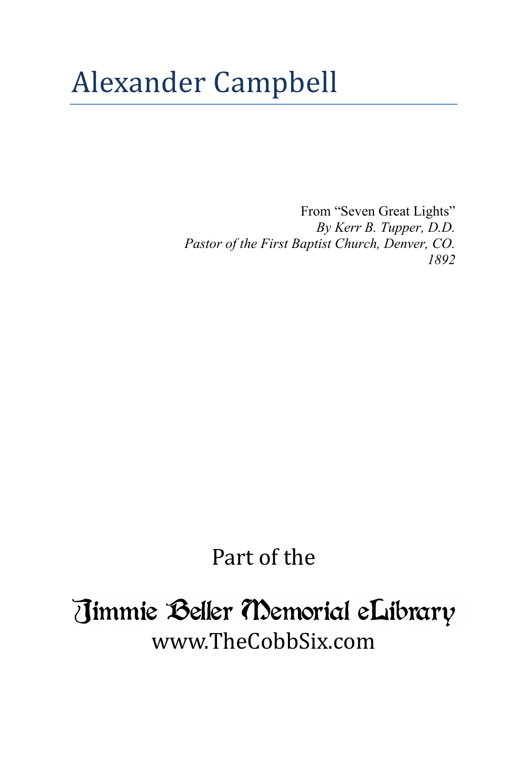# Alexander Campbell

From "Seven Great Lights"
*By Kerr B. Tupper, D.D.*
*Pastor of the First Baptist Church, Denver, CO.*
*1892*

Part of the

Jimmie Beller Memorial eLibrary
www.TheCobbSix.com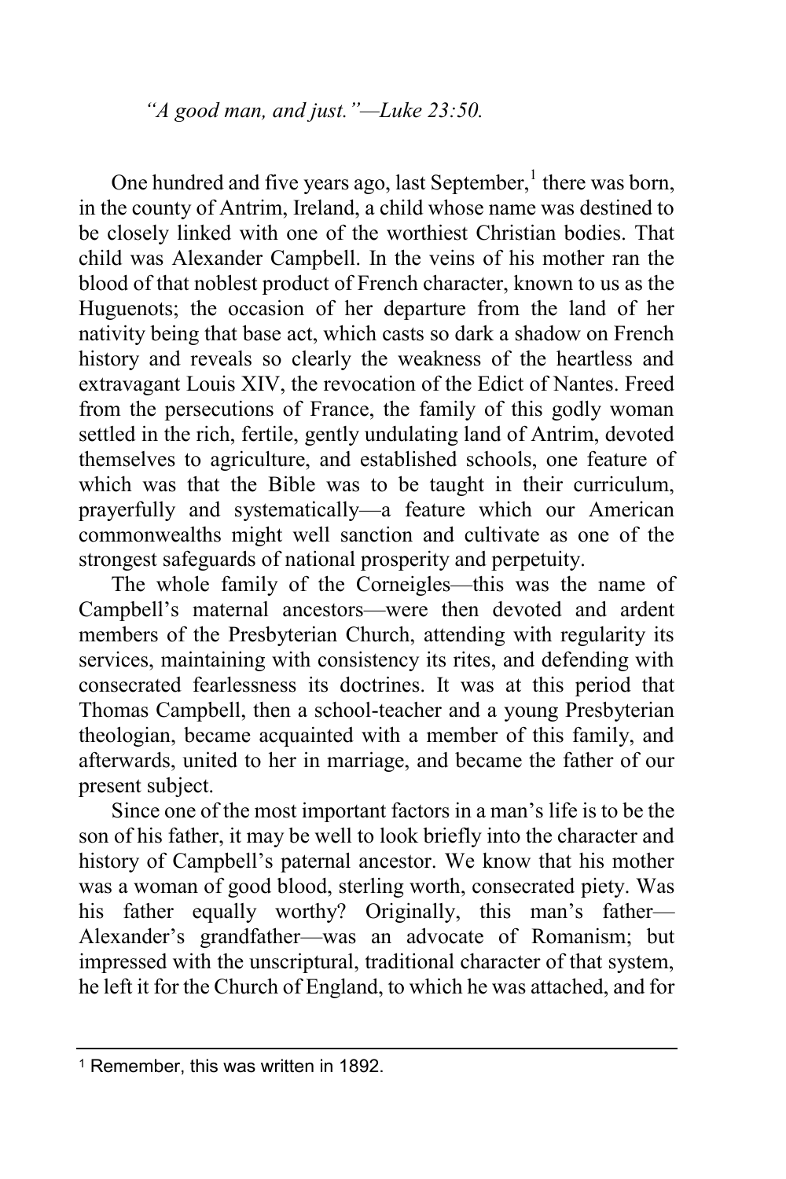*"A good man, and just."—Luke 23:50.*

One hundred and five years ago, last September,[1] there was born, in the county of Antrim, Ireland, a child whose name was destined to be closely linked with one of the worthiest Christian bodies. That child was Alexander Campbell. In the veins of his mother ran the blood of that noblest product of French character, known to us as the Huguenots; the occasion of her departure from the land of her nativity being that base act, which casts so dark a shadow on French history and reveals so clearly the weakness of the heartless and extravagant Louis XIV, the revocation of the Edict of Nantes. Freed from the persecutions of France, the family of this godly woman settled in the rich, fertile, gently undulating land of Antrim, devoted themselves to agriculture, and established schools, one feature of which was that the Bible was to be taught in their curriculum, prayerfully and systematically—a feature which our American commonwealths might well sanction and cultivate as one of the strongest safeguards of national prosperity and perpetuity.

The whole family of the Corneigles—this was the name of Campbell's maternal ancestors—were then devoted and ardent members of the Presbyterian Church, attending with regularity its services, maintaining with consistency its rites, and defending with consecrated fearlessness its doctrines. It was at this period that Thomas Campbell, then a school-teacher and a young Presbyterian theologian, became acquainted with a member of this family, and afterwards, united to her in marriage, and became the father of our present subject.

Since one of the most important factors in a man's life is to be the son of his father, it may be well to look briefly into the character and history of Campbell's paternal ancestor. We know that his mother was a woman of good blood, sterling worth, consecrated piety. Was his father equally worthy? Originally, this man's father—Alexander's grandfather—was an advocate of Romanism; but impressed with the unscriptural, traditional character of that system, he left it for the Church of England, to which he was attached, and for

---

[1] Remember, this was written in 1892.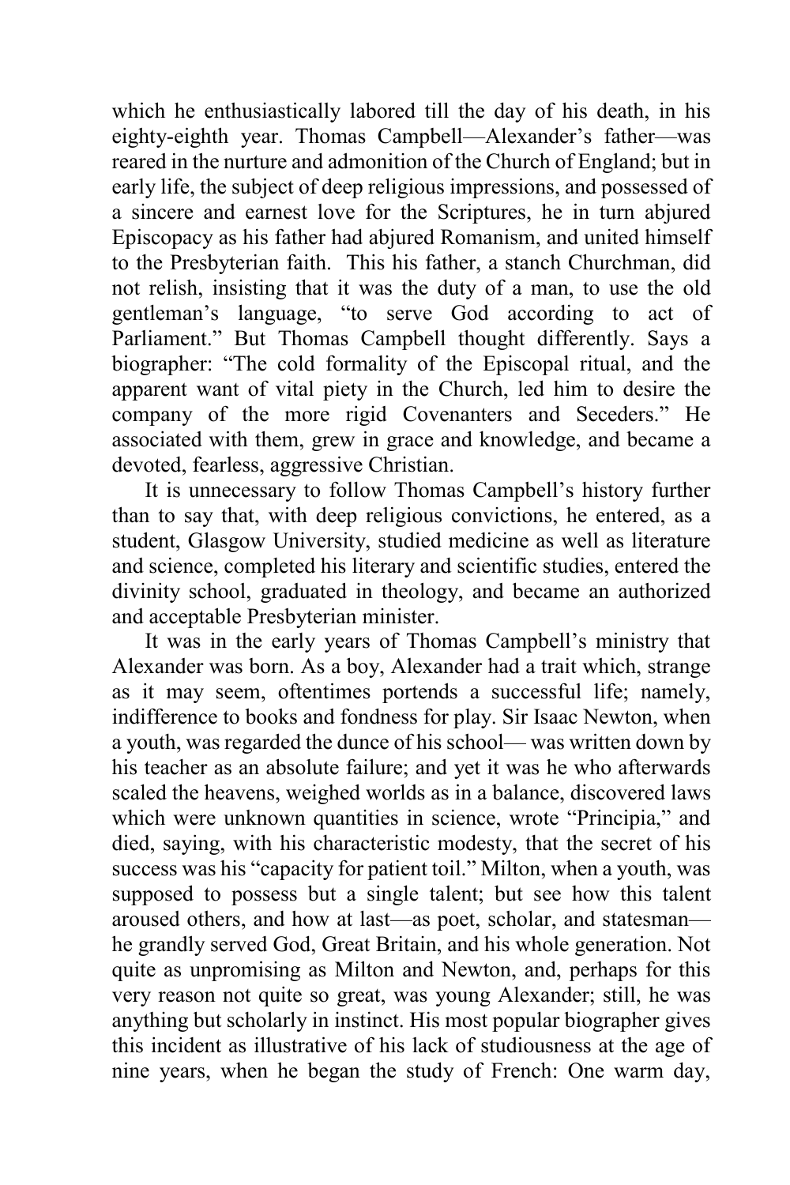which he enthusiastically labored till the day of his death, in his eighty-eighth year. Thomas Campbell—Alexander's father—was reared in the nurture and admonition of the Church of England; but in early life, the subject of deep religious impressions, and possessed of a sincere and earnest love for the Scriptures, he in turn abjured Episcopacy as his father had abjured Romanism, and united himself to the Presbyterian faith. This his father, a stanch Churchman, did not relish, insisting that it was the duty of a man, to use the old gentleman's language, "to serve God according to act of Parliament." But Thomas Campbell thought differently. Says a biographer: "The cold formality of the Episcopal ritual, and the apparent want of vital piety in the Church, led him to desire the company of the more rigid Covenanters and Seceders." He associated with them, grew in grace and knowledge, and became a devoted, fearless, aggressive Christian.

It is unnecessary to follow Thomas Campbell's history further than to say that, with deep religious convictions, he entered, as a student, Glasgow University, studied medicine as well as literature and science, completed his literary and scientific studies, entered the divinity school, graduated in theology, and became an authorized and acceptable Presbyterian minister.

It was in the early years of Thomas Campbell's ministry that Alexander was born. As a boy, Alexander had a trait which, strange as it may seem, oftentimes portends a successful life; namely, indifference to books and fondness for play. Sir Isaac Newton, when a youth, was regarded the dunce of his school— was written down by his teacher as an absolute failure; and yet it was he who afterwards scaled the heavens, weighed worlds as in a balance, discovered laws which were unknown quantities in science, wrote "Principia," and died, saying, with his characteristic modesty, that the secret of his success was his "capacity for patient toil." Milton, when a youth, was supposed to possess but a single talent; but see how this talent aroused others, and how at last—as poet, scholar, and statesman—he grandly served God, Great Britain, and his whole generation. Not quite as unpromising as Milton and Newton, and, perhaps for this very reason not quite so great, was young Alexander; still, he was anything but scholarly in instinct. His most popular biographer gives this incident as illustrative of his lack of studiousness at the age of nine years, when he began the study of French: One warm day,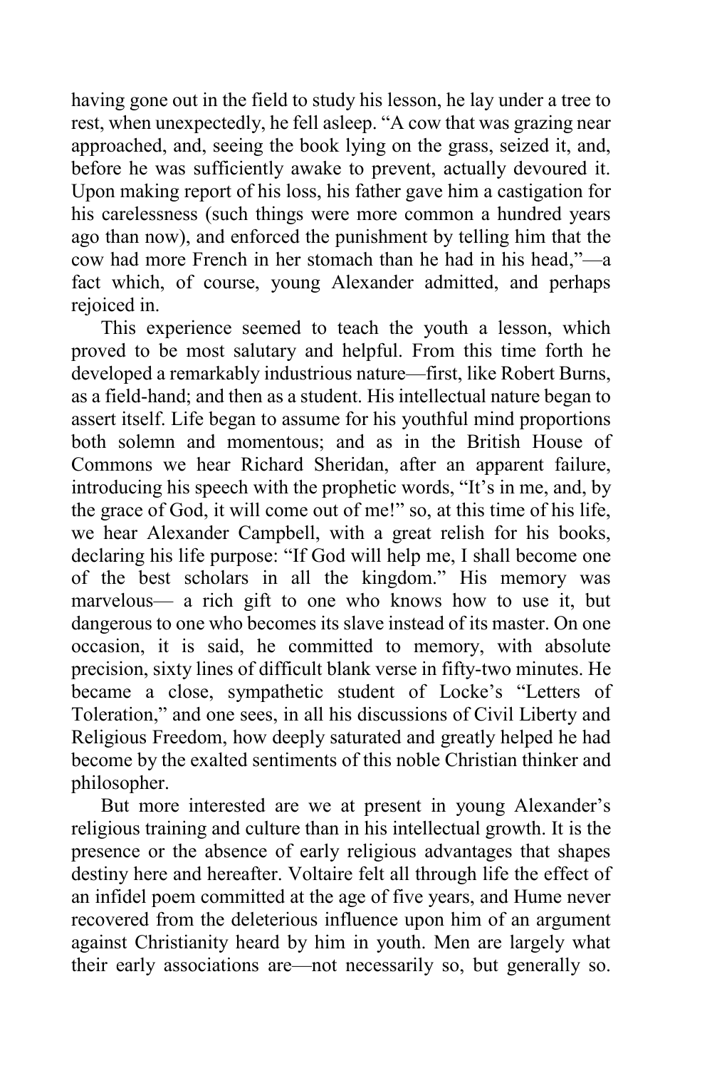having gone out in the field to study his lesson, he lay under a tree to rest, when unexpectedly, he fell asleep. "A cow that was grazing near approached, and, seeing the book lying on the grass, seized it, and, before he was sufficiently awake to prevent, actually devoured it. Upon making report of his loss, his father gave him a castigation for his carelessness (such things were more common a hundred years ago than now), and enforced the punishment by telling him that the cow had more French in her stomach than he had in his head,"—a fact which, of course, young Alexander admitted, and perhaps rejoiced in.

This experience seemed to teach the youth a lesson, which proved to be most salutary and helpful. From this time forth he developed a remarkably industrious nature—first, like Robert Burns, as a field-hand; and then as a student. His intellectual nature began to assert itself. Life began to assume for his youthful mind proportions both solemn and momentous; and as in the British House of Commons we hear Richard Sheridan, after an apparent failure, introducing his speech with the prophetic words, "It's in me, and, by the grace of God, it will come out of me!" so, at this time of his life, we hear Alexander Campbell, with a great relish for his books, declaring his life purpose: "If God will help me, I shall become one of the best scholars in all the kingdom." His memory was marvelous— a rich gift to one who knows how to use it, but dangerous to one who becomes its slave instead of its master. On one occasion, it is said, he committed to memory, with absolute precision, sixty lines of difficult blank verse in fifty-two minutes. He became a close, sympathetic student of Locke's "Letters of Toleration," and one sees, in all his discussions of Civil Liberty and Religious Freedom, how deeply saturated and greatly helped he had become by the exalted sentiments of this noble Christian thinker and philosopher.

But more interested are we at present in young Alexander's religious training and culture than in his intellectual growth. It is the presence or the absence of early religious advantages that shapes destiny here and hereafter. Voltaire felt all through life the effect of an infidel poem committed at the age of five years, and Hume never recovered from the deleterious influence upon him of an argument against Christianity heard by him in youth. Men are largely what their early associations are—not necessarily so, but generally so.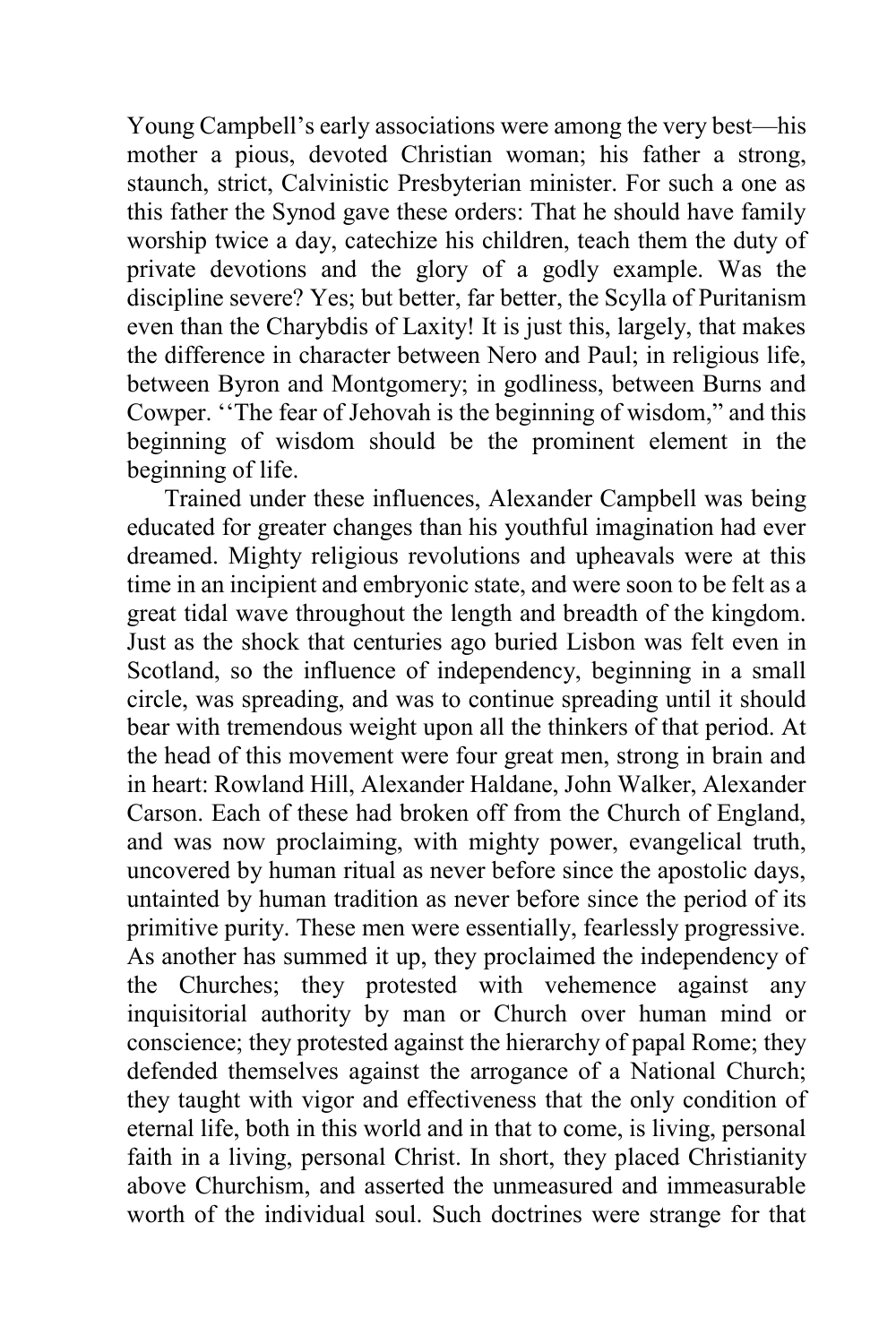Young Campbell's early associations were among the very best—his mother a pious, devoted Christian woman; his father a strong, staunch, strict, Calvinistic Presbyterian minister. For such a one as this father the Synod gave these orders: That he should have family worship twice a day, catechize his children, teach them the duty of private devotions and the glory of a godly example. Was the discipline severe? Yes; but better, far better, the Scylla of Puritanism even than the Charybdis of Laxity! It is just this, largely, that makes the difference in character between Nero and Paul; in religious life, between Byron and Montgomery; in godliness, between Burns and Cowper. ''The fear of Jehovah is the beginning of wisdom," and this beginning of wisdom should be the prominent element in the beginning of life.

Trained under these influences, Alexander Campbell was being educated for greater changes than his youthful imagination had ever dreamed. Mighty religious revolutions and upheavals were at this time in an incipient and embryonic state, and were soon to be felt as a great tidal wave throughout the length and breadth of the kingdom. Just as the shock that centuries ago buried Lisbon was felt even in Scotland, so the influence of independency, beginning in a small circle, was spreading, and was to continue spreading until it should bear with tremendous weight upon all the thinkers of that period. At the head of this movement were four great men, strong in brain and in heart: Rowland Hill, Alexander Haldane, John Walker, Alexander Carson. Each of these had broken off from the Church of England, and was now proclaiming, with mighty power, evangelical truth, uncovered by human ritual as never before since the apostolic days, untainted by human tradition as never before since the period of its primitive purity. These men were essentially, fearlessly progressive. As another has summed it up, they proclaimed the independency of the Churches; they protested with vehemence against any inquisitorial authority by man or Church over human mind or conscience; they protested against the hierarchy of papal Rome; they defended themselves against the arrogance of a National Church; they taught with vigor and effectiveness that the only condition of eternal life, both in this world and in that to come, is living, personal faith in a living, personal Christ. In short, they placed Christianity above Churchism, and asserted the unmeasured and immeasurable worth of the individual soul. Such doctrines were strange for that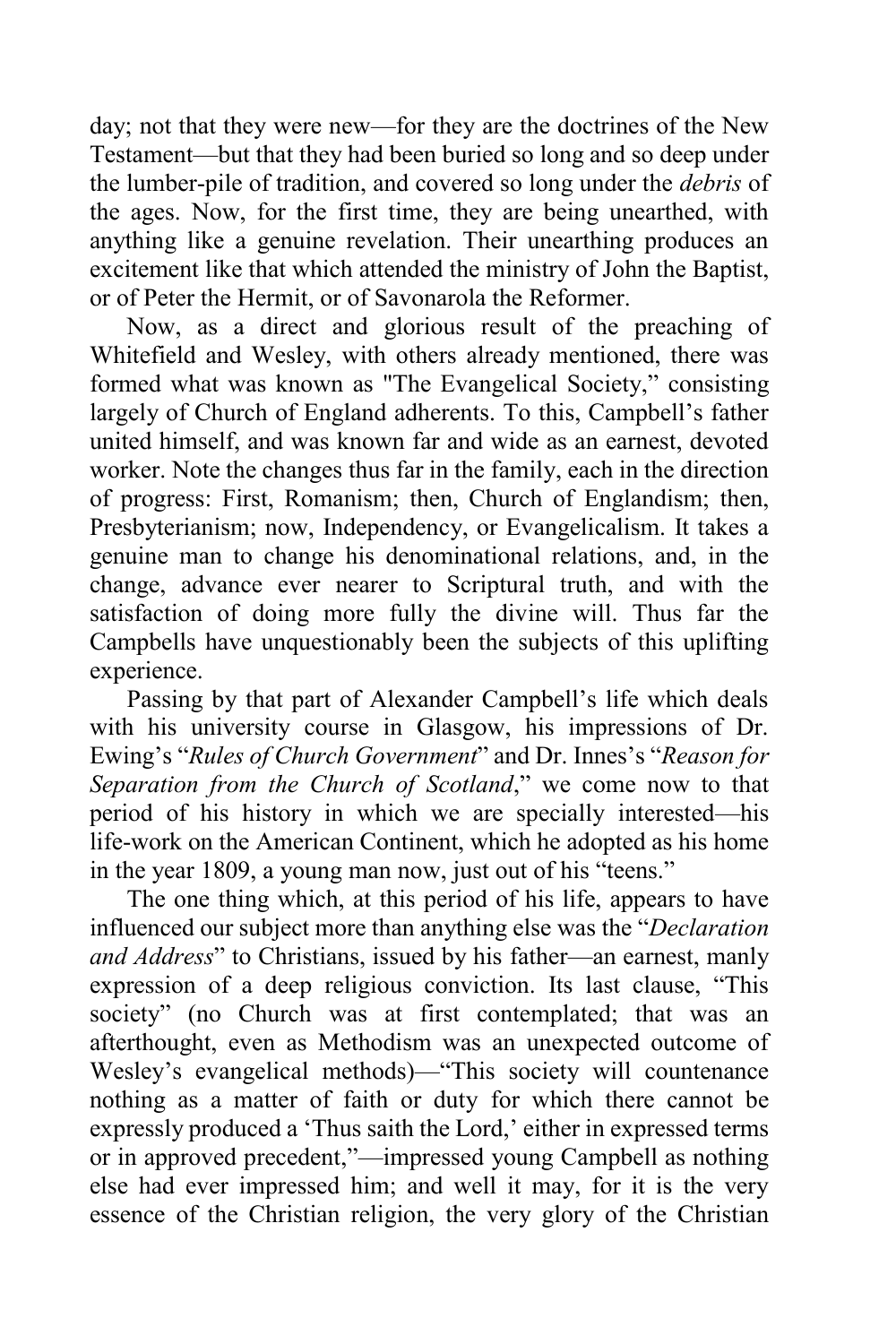day; not that they were new—for they are the doctrines of the New Testament—but that they had been buried so long and so deep under the lumber-pile of tradition, and covered so long under the *debris* of the ages. Now, for the first time, they are being unearthed, with anything like a genuine revelation. Their unearthing produces an excitement like that which attended the ministry of John the Baptist, or of Peter the Hermit, or of Savonarola the Reformer.

Now, as a direct and glorious result of the preaching of Whitefield and Wesley, with others already mentioned, there was formed what was known as "The Evangelical Society," consisting largely of Church of England adherents. To this, Campbell's father united himself, and was known far and wide as an earnest, devoted worker. Note the changes thus far in the family, each in the direction of progress: First, Romanism; then, Church of Englandism; then, Presbyterianism; now, Independency, or Evangelicalism. It takes a genuine man to change his denominational relations, and, in the change, advance ever nearer to Scriptural truth, and with the satisfaction of doing more fully the divine will. Thus far the Campbells have unquestionably been the subjects of this uplifting experience.

Passing by that part of Alexander Campbell's life which deals with his university course in Glasgow, his impressions of Dr. Ewing's "*Rules of Church Government*" and Dr. Innes's "*Reason for Separation from the Church of Scotland*," we come now to that period of his history in which we are specially interested—his life-work on the American Continent, which he adopted as his home in the year 1809, a young man now, just out of his "teens."

The one thing which, at this period of his life, appears to have influenced our subject more than anything else was the "*Declaration and Address*" to Christians, issued by his father—an earnest, manly expression of a deep religious conviction. Its last clause, "This society" (no Church was at first contemplated; that was an afterthought, even as Methodism was an unexpected outcome of Wesley's evangelical methods)—"This society will countenance nothing as a matter of faith or duty for which there cannot be expressly produced a 'Thus saith the Lord,' either in expressed terms or in approved precedent,"—impressed young Campbell as nothing else had ever impressed him; and well it may, for it is the very essence of the Christian religion, the very glory of the Christian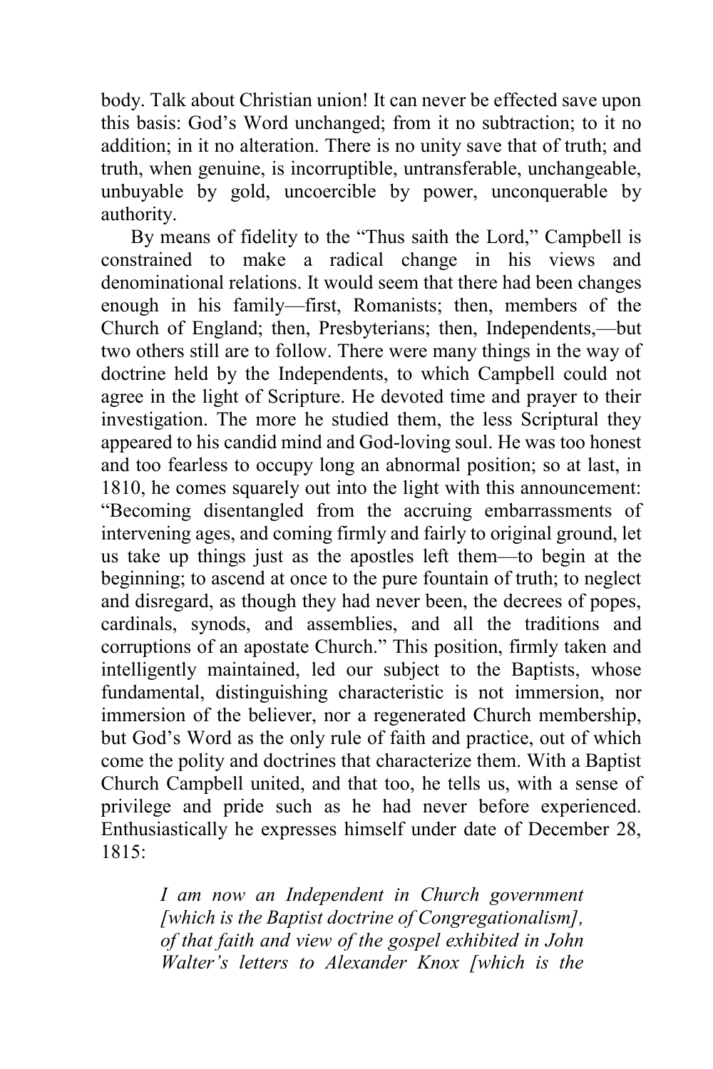body. Talk about Christian union! It can never be effected save upon this basis: God's Word unchanged; from it no subtraction; to it no addition; in it no alteration. There is no unity save that of truth; and truth, when genuine, is incorruptible, untransferable, unchangeable, unbuyable by gold, uncoercible by power, unconquerable by authority.

By means of fidelity to the "Thus saith the Lord," Campbell is constrained to make a radical change in his views and denominational relations. It would seem that there had been changes enough in his family—first, Romanists; then, members of the Church of England; then, Presbyterians; then, Independents,—but two others still are to follow. There were many things in the way of doctrine held by the Independents, to which Campbell could not agree in the light of Scripture. He devoted time and prayer to their investigation. The more he studied them, the less Scriptural they appeared to his candid mind and God-loving soul. He was too honest and too fearless to occupy long an abnormal position; so at last, in 1810, he comes squarely out into the light with this announcement: "Becoming disentangled from the accruing embarrassments of intervening ages, and coming firmly and fairly to original ground, let us take up things just as the apostles left them—to begin at the beginning; to ascend at once to the pure fountain of truth; to neglect and disregard, as though they had never been, the decrees of popes, cardinals, synods, and assemblies, and all the traditions and corruptions of an apostate Church." This position, firmly taken and intelligently maintained, led our subject to the Baptists, whose fundamental, distinguishing characteristic is not immersion, nor immersion of the believer, nor a regenerated Church membership, but God's Word as the only rule of faith and practice, out of which come the polity and doctrines that characterize them. With a Baptist Church Campbell united, and that too, he tells us, with a sense of privilege and pride such as he had never before experienced. Enthusiastically he expresses himself under date of December 28, 1815:

> *I am now an Independent in Church government [which is the Baptist doctrine of Congregationalism], of that faith and view of the gospel exhibited in John Walter's letters to Alexander Knox [which is the*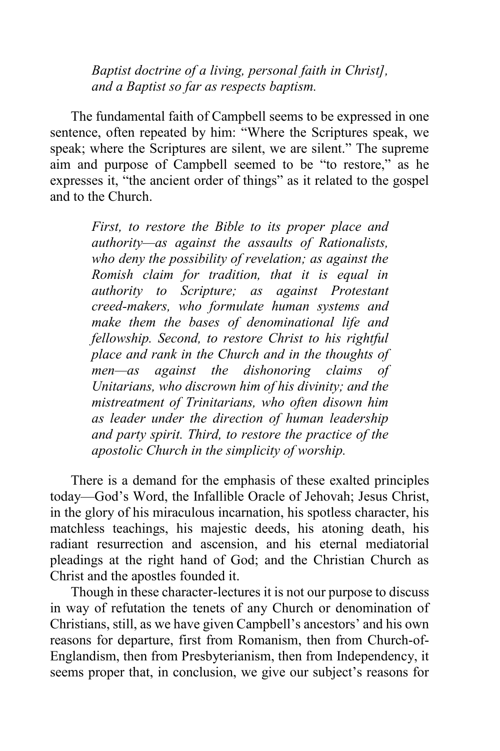*Baptist doctrine of a living, personal faith in Christ], and a Baptist so far as respects baptism.*

The fundamental faith of Campbell seems to be expressed in one sentence, often repeated by him: "Where the Scriptures speak, we speak; where the Scriptures are silent, we are silent." The supreme aim and purpose of Campbell seemed to be "to restore," as he expresses it, "the ancient order of things" as it related to the gospel and to the Church.

> *First, to restore the Bible to its proper place and authority—as against the assaults of Rationalists, who deny the possibility of revelation; as against the Romish claim for tradition, that it is equal in authority to Scripture; as against Protestant creed-makers, who formulate human systems and make them the bases of denominational life and fellowship. Second, to restore Christ to his rightful place and rank in the Church and in the thoughts of men—as against the dishonoring claims of Unitarians, who discrown him of his divinity; and the mistreatment of Trinitarians, who often disown him as leader under the direction of human leadership and party spirit. Third, to restore the practice of the apostolic Church in the simplicity of worship.*

There is a demand for the emphasis of these exalted principles today—God's Word, the Infallible Oracle of Jehovah; Jesus Christ, in the glory of his miraculous incarnation, his spotless character, his matchless teachings, his majestic deeds, his atoning death, his radiant resurrection and ascension, and his eternal mediatorial pleadings at the right hand of God; and the Christian Church as Christ and the apostles founded it.

Though in these character-lectures it is not our purpose to discuss in way of refutation the tenets of any Church or denomination of Christians, still, as we have given Campbell's ancestors' and his own reasons for departure, first from Romanism, then from Church-of-Englandism, then from Presbyterianism, then from Independency, it seems proper that, in conclusion, we give our subject's reasons for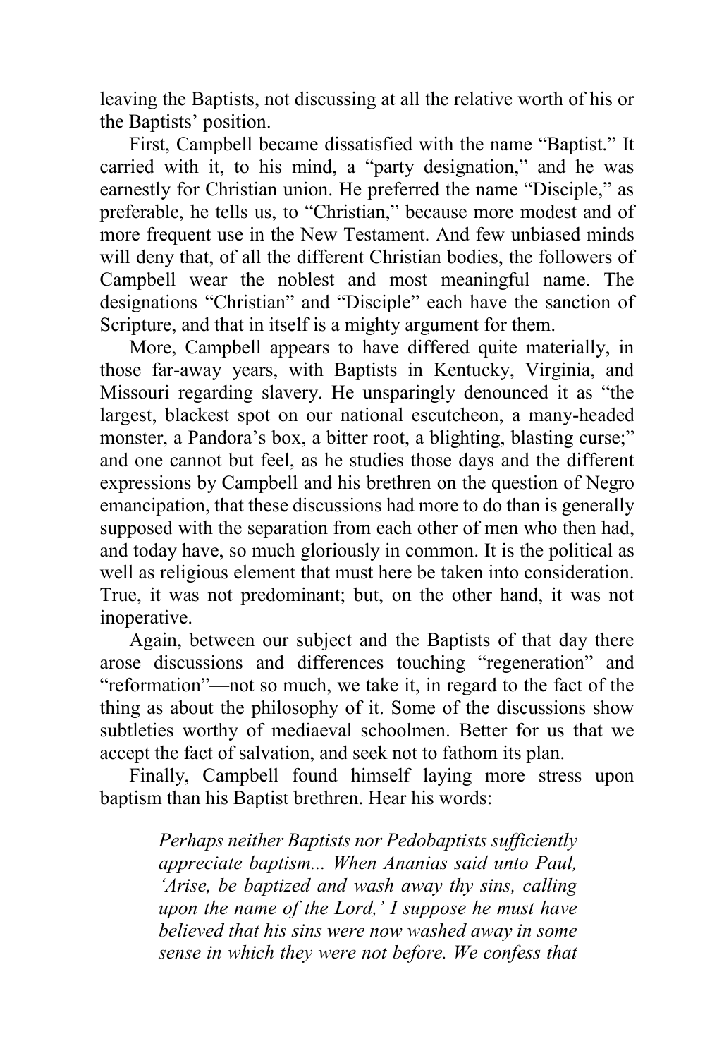leaving the Baptists, not discussing at all the relative worth of his or the Baptists' position.

First, Campbell became dissatisfied with the name "Baptist." It carried with it, to his mind, a "party designation," and he was earnestly for Christian union. He preferred the name "Disciple," as preferable, he tells us, to "Christian," because more modest and of more frequent use in the New Testament. And few unbiased minds will deny that, of all the different Christian bodies, the followers of Campbell wear the noblest and most meaningful name. The designations "Christian" and "Disciple" each have the sanction of Scripture, and that in itself is a mighty argument for them.

More, Campbell appears to have differed quite materially, in those far-away years, with Baptists in Kentucky, Virginia, and Missouri regarding slavery. He unsparingly denounced it as "the largest, blackest spot on our national escutcheon, a many-headed monster, a Pandora's box, a bitter root, a blighting, blasting curse;" and one cannot but feel, as he studies those days and the different expressions by Campbell and his brethren on the question of Negro emancipation, that these discussions had more to do than is generally supposed with the separation from each other of men who then had, and today have, so much gloriously in common. It is the political as well as religious element that must here be taken into consideration. True, it was not predominant; but, on the other hand, it was not inoperative.

Again, between our subject and the Baptists of that day there arose discussions and differences touching "regeneration" and "reformation"—not so much, we take it, in regard to the fact of the thing as about the philosophy of it. Some of the discussions show subtleties worthy of mediaeval schoolmen. Better for us that we accept the fact of salvation, and seek not to fathom its plan.

Finally, Campbell found himself laying more stress upon baptism than his Baptist brethren. Hear his words:

> *Perhaps neither Baptists nor Pedobaptists sufficiently appreciate baptism... When Ananias said unto Paul, 'Arise, be baptized and wash away thy sins, calling upon the name of the Lord,' I suppose he must have believed that his sins were now washed away in some sense in which they were not before. We confess that*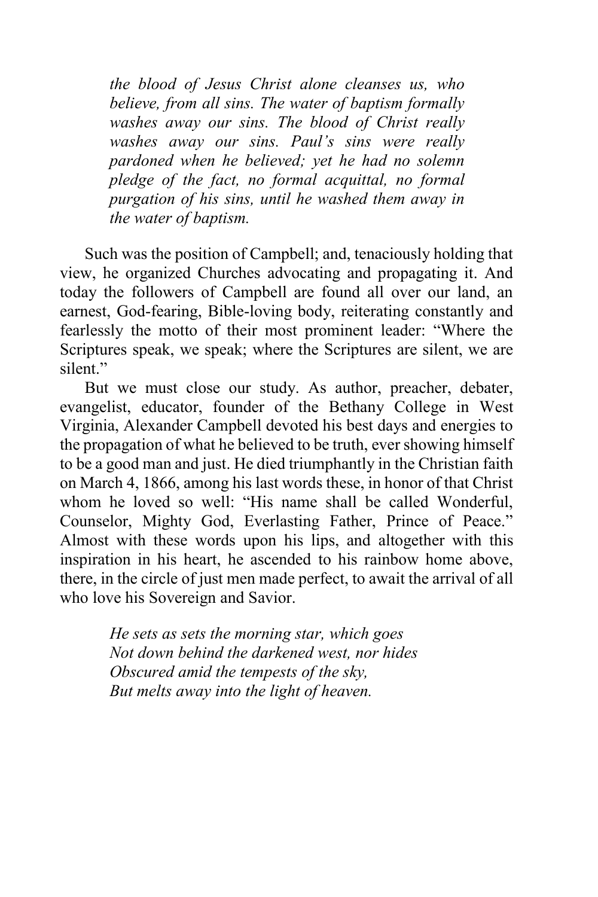*the blood of Jesus Christ alone cleanses us, who believe, from all sins. The water of baptism formally washes away our sins. The blood of Christ really washes away our sins. Paul's sins were really pardoned when he believed; yet he had no solemn pledge of the fact, no formal acquittal, no formal purgation of his sins, until he washed them away in the water of baptism.*

Such was the position of Campbell; and, tenaciously holding that view, he organized Churches advocating and propagating it. And today the followers of Campbell are found all over our land, an earnest, God-fearing, Bible-loving body, reiterating constantly and fearlessly the motto of their most prominent leader: "Where the Scriptures speak, we speak; where the Scriptures are silent, we are silent."

But we must close our study. As author, preacher, debater, evangelist, educator, founder of the Bethany College in West Virginia, Alexander Campbell devoted his best days and energies to the propagation of what he believed to be truth, ever showing himself to be a good man and just. He died triumphantly in the Christian faith on March 4, 1866, among his last words these, in honor of that Christ whom he loved so well: "His name shall be called Wonderful, Counselor, Mighty God, Everlasting Father, Prince of Peace." Almost with these words upon his lips, and altogether with this inspiration in his heart, he ascended to his rainbow home above, there, in the circle of just men made perfect, to await the arrival of all who love his Sovereign and Savior.

*He sets as sets the morning star, which goes*
*Not down behind the darkened west, nor hides*
*Obscured amid the tempests of the sky,*
*But melts away into the light of heaven.*